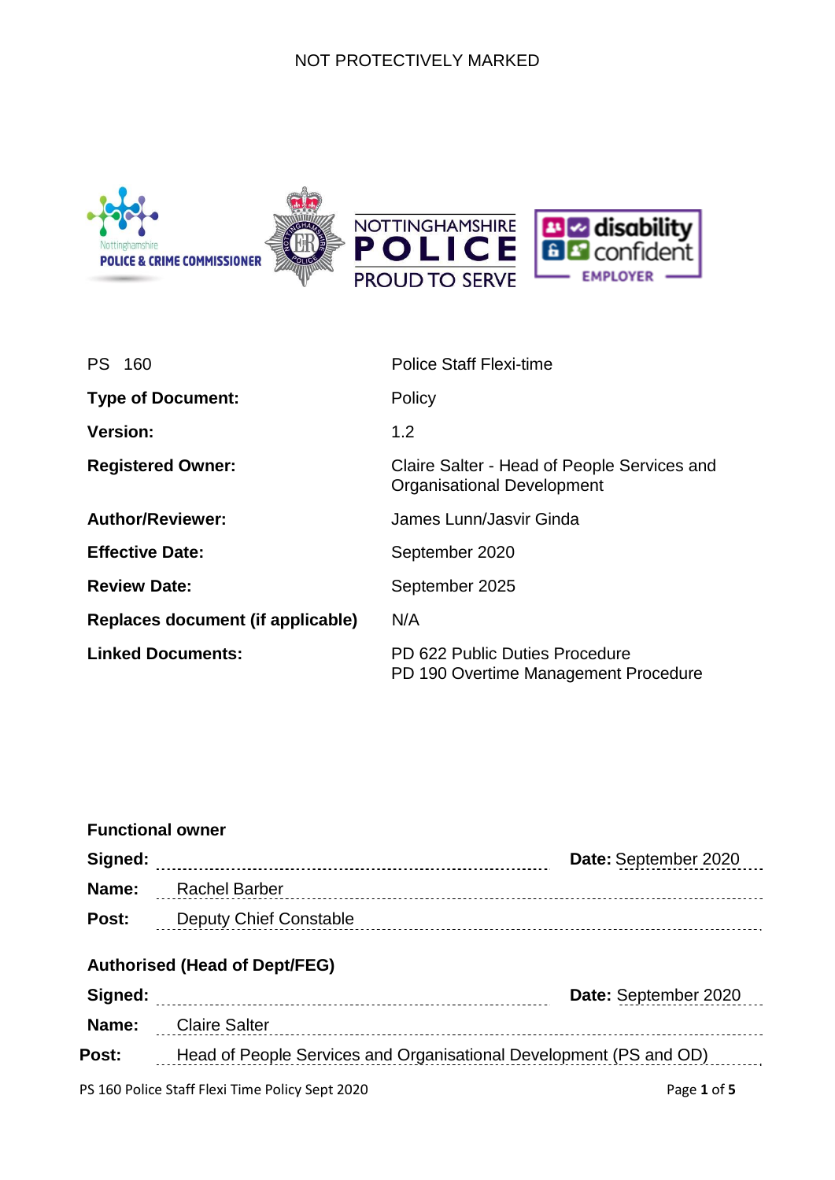NOT PROTECTIVELY MARKED

| PS 160 | Police Staff Flexi-time |
|---|---|
| **Type of Document:** | Policy |
| **Version:** | 1.2 |
| **Registered Owner:** | Claire Salter - Head of People Services and Organisational Development |
| **Author/Reviewer:** | James Lunn/Jasvir Ginda |
| **Effective Date:** | September 2020 |
| **Review Date:** | September 2025 |
| **Replaces document (if applicable)** | N/A |
| **Linked Documents:** | PD 622 Public Duties Procedure<br>PD 190 Overtime Management Procedure |

**Functional owner**

**Signed:** .................................................. **Date:** September 2020

**Name:** Rachel Barber

**Post:** Deputy Chief Constable

**Authorised (Head of Dept/FEG)**

**Signed:** .................................................. **Date:** September 2020

**Name:** Claire Salter

**Post:** Head of People Services and Organisational Development (PS and OD)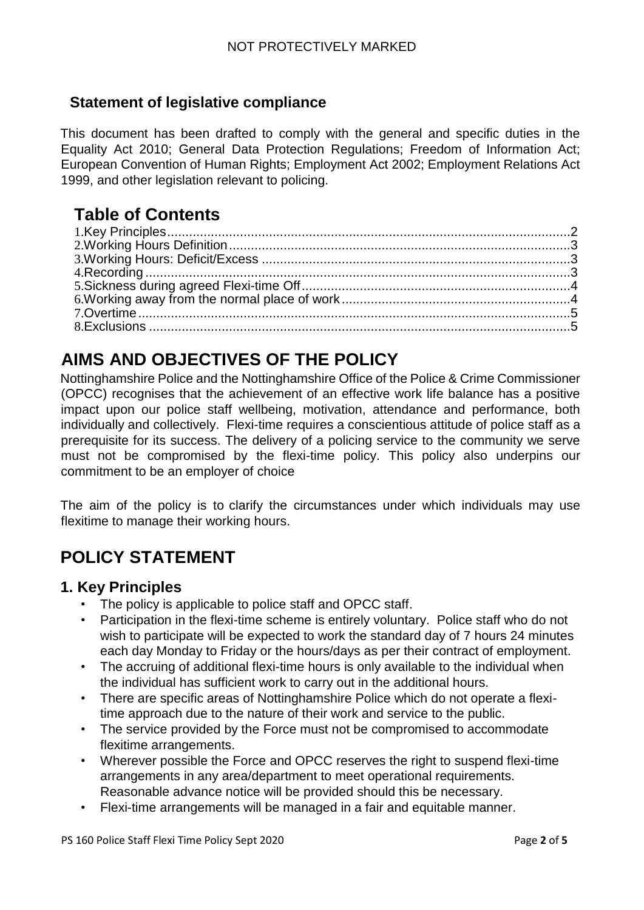## Statement of legislative compliance

This document has been drafted to comply with the general and specific duties in the Equality Act 2010; General Data Protection Regulations; Freedom of Information Act; European Convention of Human Rights; Employment Act 2002; Employment Relations Act 1999, and other legislation relevant to policing.

# Table of Contents

1. Key Principles....2
2. Working Hours Definition....3
3. Working Hours: Deficit/Excess....3
4. Recording....3
5. Sickness during agreed Flexi-time Off....4
6. Working away from the normal place of work....4
7. Overtime....5
8. Exclusions....5

# AIMS AND OBJECTIVES OF THE POLICY

Nottinghamshire Police and the Nottinghamshire Office of the Police & Crime Commissioner (OPCC) recognises that the achievement of an effective work life balance has a positive impact upon our police staff wellbeing, motivation, attendance and performance, both individually and collectively. Flexi-time requires a conscientious attitude of police staff as a prerequisite for its success. The delivery of a policing service to the community we serve must not be compromised by the flexi-time policy. This policy also underpins our commitment to be an employer of choice

The aim of the policy is to clarify the circumstances under which individuals may use flexitime to manage their working hours.

# POLICY STATEMENT

## 1. Key Principles

- The policy is applicable to police staff and OPCC staff.
- Participation in the flexi-time scheme is entirely voluntary. Police staff who do not wish to participate will be expected to work the standard day of 7 hours 24 minutes each day Monday to Friday or the hours/days as per their contract of employment.
- The accruing of additional flexi-time hours is only available to the individual when the individual has sufficient work to carry out in the additional hours.
- There are specific areas of Nottinghamshire Police which do not operate a flexi-time approach due to the nature of their work and service to the public.
- The service provided by the Force must not be compromised to accommodate flexitime arrangements.
- Wherever possible the Force and OPCC reserves the right to suspend flexi-time arrangements in any area/department to meet operational requirements. Reasonable advance notice will be provided should this be necessary.
- Flexi-time arrangements will be managed in a fair and equitable manner.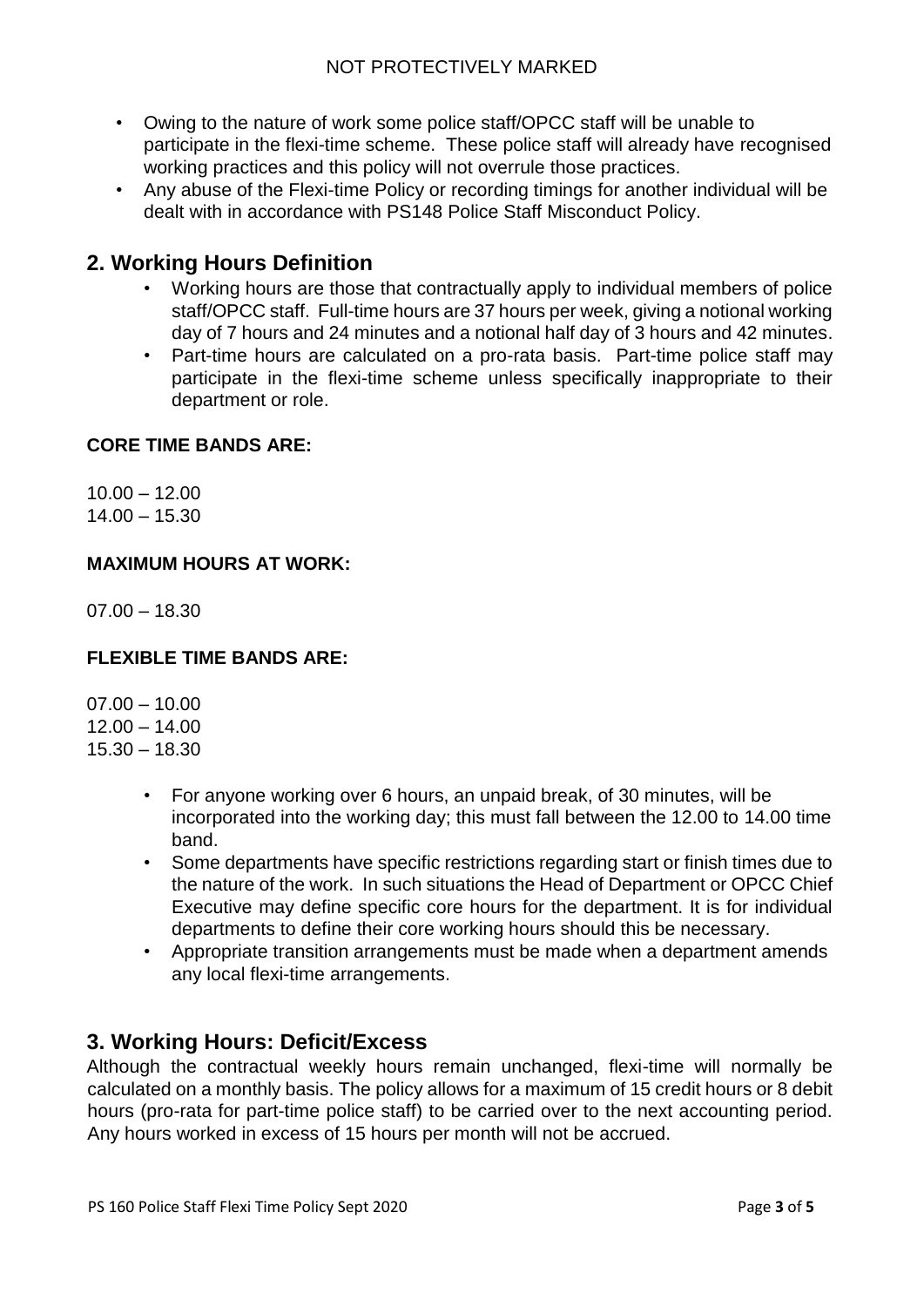- Owing to the nature of work some police staff/OPCC staff will be unable to participate in the flexi-time scheme. These police staff will already have recognised working practices and this policy will not overrule those practices.
- Any abuse of the Flexi-time Policy or recording timings for another individual will be dealt with in accordance with PS148 Police Staff Misconduct Policy.

## 2. Working Hours Definition

- Working hours are those that contractually apply to individual members of police staff/OPCC staff. Full-time hours are 37 hours per week, giving a notional working day of 7 hours and 24 minutes and a notional half day of 3 hours and 42 minutes.
- Part-time hours are calculated on a pro-rata basis. Part-time police staff may participate in the flexi-time scheme unless specifically inappropriate to their department or role.

**CORE TIME BANDS ARE:**

10.00 – 12.00
14.00 – 15.30

**MAXIMUM HOURS AT WORK:**

07.00 – 18.30

**FLEXIBLE TIME BANDS ARE:**

07.00 – 10.00
12.00 – 14.00
15.30 – 18.30

- For anyone working over 6 hours, an unpaid break, of 30 minutes, will be incorporated into the working day; this must fall between the 12.00 to 14.00 time band.
- Some departments have specific restrictions regarding start or finish times due to the nature of the work. In such situations the Head of Department or OPCC Chief Executive may define specific core hours for the department. It is for individual departments to define their core working hours should this be necessary.
- Appropriate transition arrangements must be made when a department amends any local flexi-time arrangements.

## 3. Working Hours: Deficit/Excess

Although the contractual weekly hours remain unchanged, flexi-time will normally be calculated on a monthly basis. The policy allows for a maximum of 15 credit hours or 8 debit hours (pro-rata for part-time police staff) to be carried over to the next accounting period. Any hours worked in excess of 15 hours per month will not be accrued.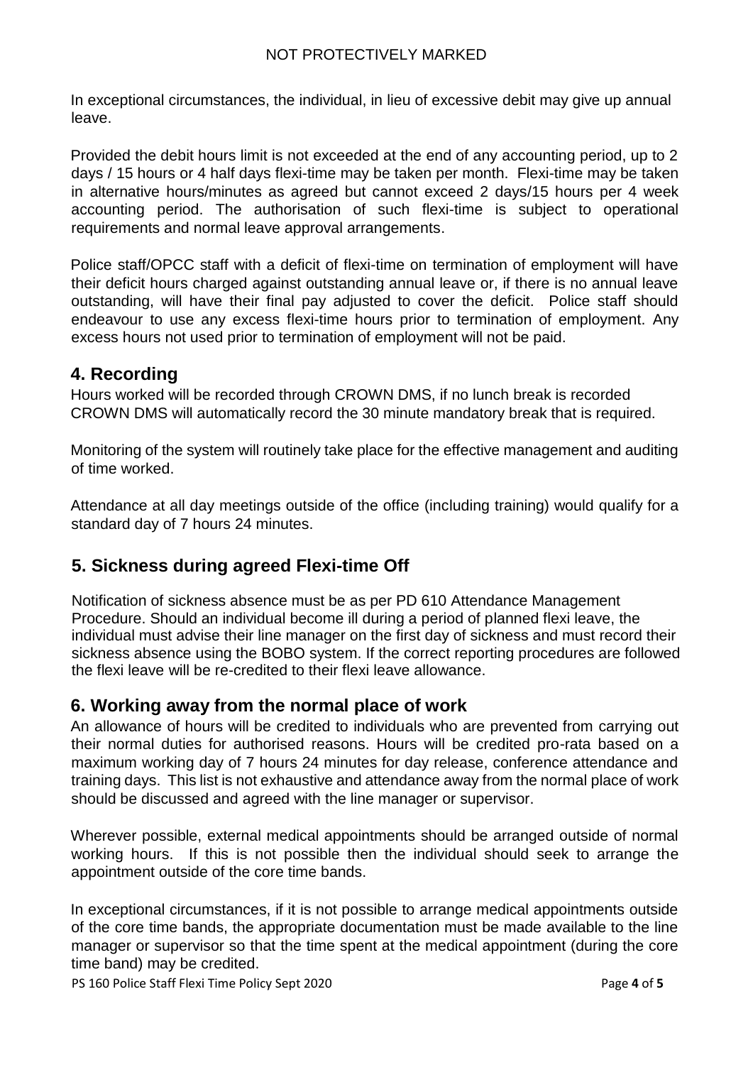In exceptional circumstances, the individual, in lieu of excessive debit may give up annual leave.

Provided the debit hours limit is not exceeded at the end of any accounting period, up to 2 days / 15 hours or 4 half days flexi-time may be taken per month. Flexi-time may be taken in alternative hours/minutes as agreed but cannot exceed 2 days/15 hours per 4 week accounting period. The authorisation of such flexi-time is subject to operational requirements and normal leave approval arrangements.

Police staff/OPCC staff with a deficit of flexi-time on termination of employment will have their deficit hours charged against outstanding annual leave or, if there is no annual leave outstanding, will have their final pay adjusted to cover the deficit. Police staff should endeavour to use any excess flexi-time hours prior to termination of employment. Any excess hours not used prior to termination of employment will not be paid.

## 4. Recording

Hours worked will be recorded through CROWN DMS, if no lunch break is recorded CROWN DMS will automatically record the 30 minute mandatory break that is required.

Monitoring of the system will routinely take place for the effective management and auditing of time worked.

Attendance at all day meetings outside of the office (including training) would qualify for a standard day of 7 hours 24 minutes.

## 5. Sickness during agreed Flexi-time Off

Notification of sickness absence must be as per PD 610 Attendance Management Procedure. Should an individual become ill during a period of planned flexi leave, the individual must advise their line manager on the first day of sickness and must record their sickness absence using the BOBO system. If the correct reporting procedures are followed the flexi leave will be re-credited to their flexi leave allowance.

## 6. Working away from the normal place of work

An allowance of hours will be credited to individuals who are prevented from carrying out their normal duties for authorised reasons. Hours will be credited pro-rata based on a maximum working day of 7 hours 24 minutes for day release, conference attendance and training days. This list is not exhaustive and attendance away from the normal place of work should be discussed and agreed with the line manager or supervisor.

Wherever possible, external medical appointments should be arranged outside of normal working hours. If this is not possible then the individual should seek to arrange the appointment outside of the core time bands.

In exceptional circumstances, if it is not possible to arrange medical appointments outside of the core time bands, the appropriate documentation must be made available to the line manager or supervisor so that the time spent at the medical appointment (during the core time band) may be credited.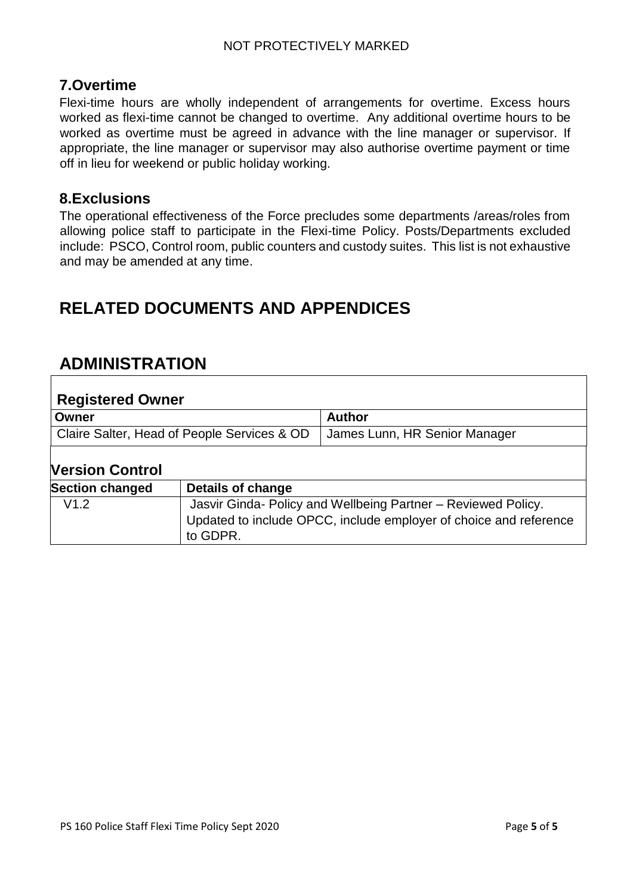## 7.Overtime

Flexi-time hours are wholly independent of arrangements for overtime. Excess hours worked as flexi-time cannot be changed to overtime. Any additional overtime hours to be worked as overtime must be agreed in advance with the line manager or supervisor. If appropriate, the line manager or supervisor may also authorise overtime payment or time off in lieu for weekend or public holiday working.

## 8.Exclusions

The operational effectiveness of the Force precludes some departments /areas/roles from allowing police staff to participate in the Flexi-time Policy. Posts/Departments excluded include: PSCO, Control room, public counters and custody suites. This list is not exhaustive and may be amended at any time.

# RELATED DOCUMENTS AND APPENDICES

# ADMINISTRATION

### Registered Owner

| Owner | Author |
|---|---|
| Claire Salter, Head of People Services & OD | James Lunn, HR Senior Manager |

### Version Control

| Section changed | Details of change |
|---|---|
| V1.2 | Jasvir Ginda- Policy and Wellbeing Partner – Reviewed Policy. Updated to include OPCC, include employer of choice and reference to GDPR. |